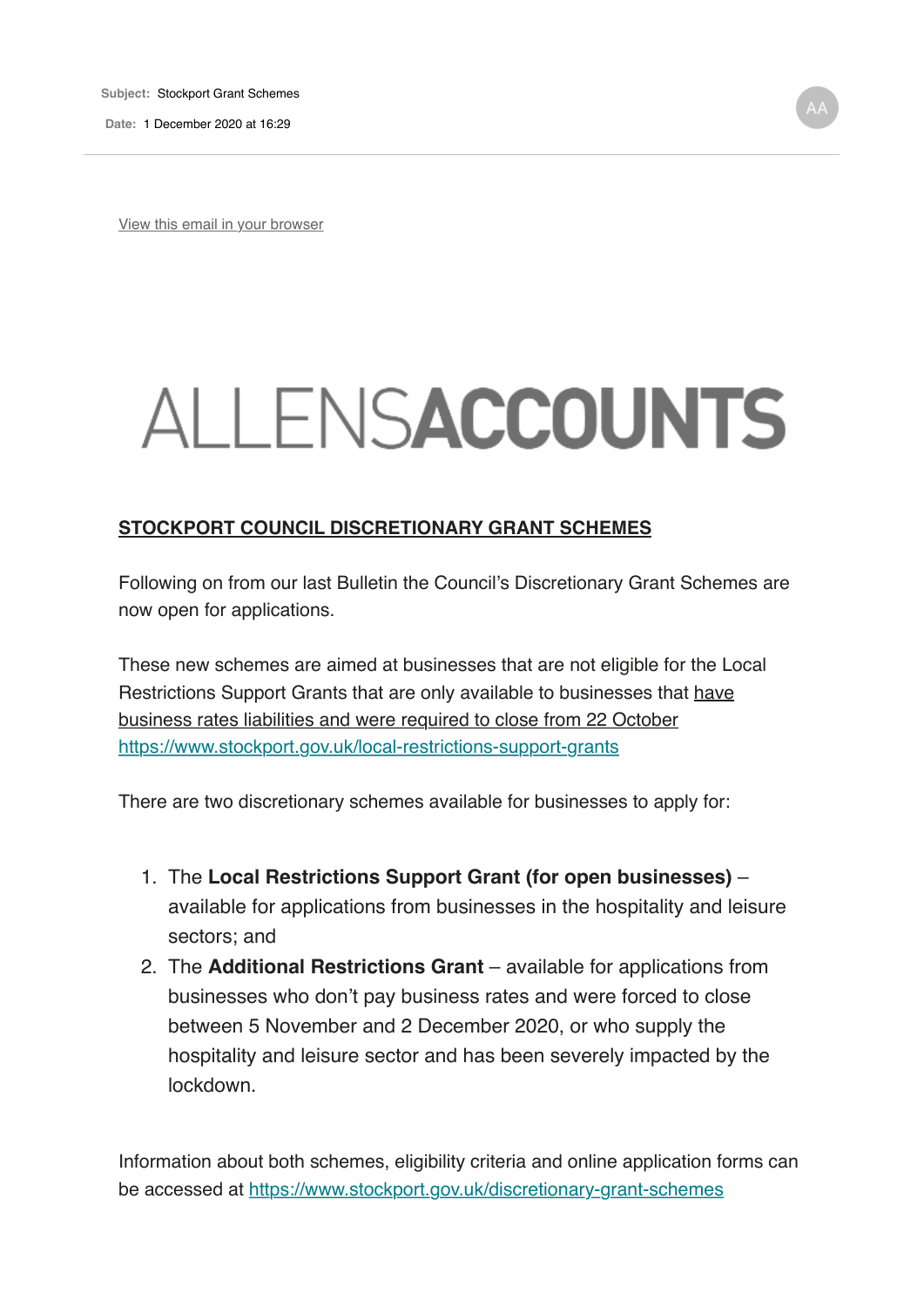**Subject:** Stockport Grant Schemes

**Date:** 1 December 2020 at 16:29

AA

View this email in your browser

# ALLENSACCOUNTS

## STOCKPORT COUNCIL DISCRETIONARY GRANT SCHEMES

Following on from our last Bulletin the Council's Discretionary Grant Schemes are now open for applications.

These new schemes are aimed at businesses that are not eligible for the Local Restrictions Support Grants that are only available to businesses that have business rates liabilities and were required to close from 22 October https://www.stockport.gov.uk/local-restrictions-support-grants

There are two discretionary schemes available for businesses to apply for:

1. The **Local Restrictions Support Grant (for open businesses)** – available for applications from businesses in the hospitality and leisure sectors; and
2. The **Additional Restrictions Grant** – available for applications from businesses who don't pay business rates and were forced to close between 5 November and 2 December 2020, or who supply the hospitality and leisure sector and has been severely impacted by the lockdown.

Information about both schemes, eligibility criteria and online application forms can be accessed at https://www.stockport.gov.uk/discretionary-grant-schemes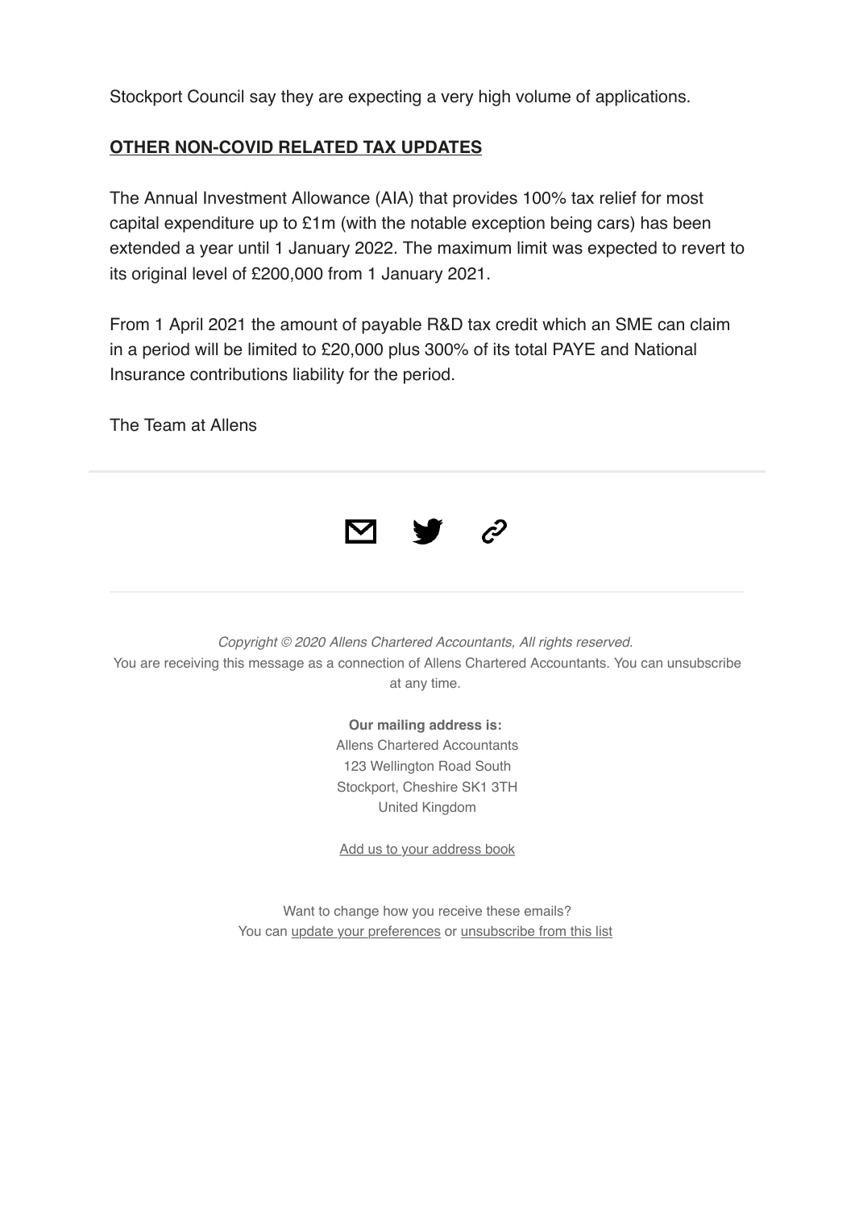Stockport Council say they are expecting a very high volume of applications.

**OTHER NON-COVID RELATED TAX UPDATES**

The Annual Investment Allowance (AIA) that provides 100% tax relief for most capital expenditure up to £1m (with the notable exception being cars) has been extended a year until 1 January 2022. The maximum limit was expected to revert to its original level of £200,000 from 1 January 2021.

From 1 April 2021 the amount of payable R&D tax credit which an SME can claim in a period will be limited to £20,000 plus 300% of its total PAYE and National Insurance contributions liability for the period.

The Team at Allens

---

*Copyright © 2020 Allens Chartered Accountants, All rights reserved.*
You are receiving this message as a connection of Allens Chartered Accountants. You can unsubscribe at any time.

**Our mailing address is:**
Allens Chartered Accountants
123 Wellington Road South
Stockport, Cheshire SK1 3TH
United Kingdom

Add us to your address book

Want to change how you receive these emails?
You can update your preferences or unsubscribe from this list